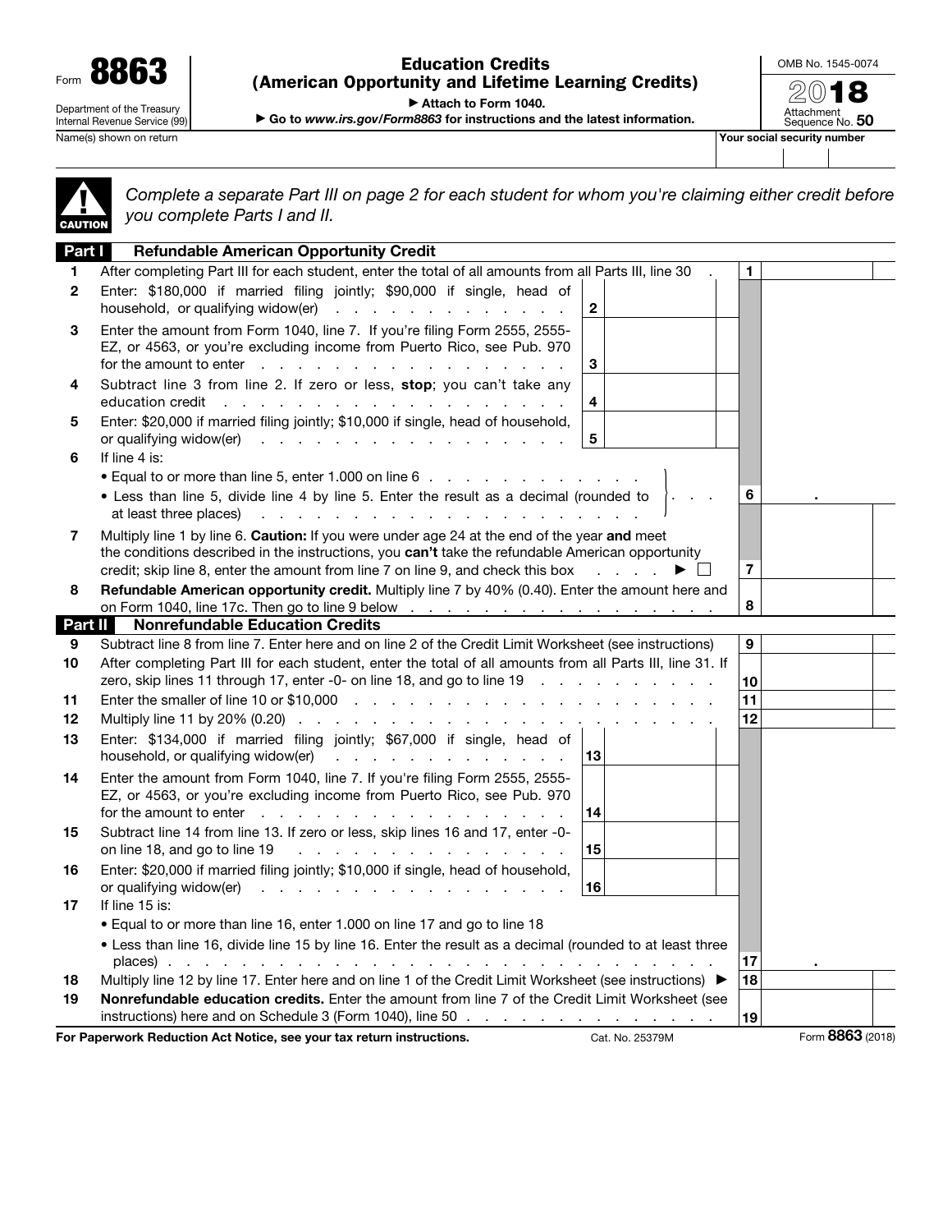Form **8863**

Department of the Treasury
Internal Revenue Service (99)

# Education Credits (American Opportunity and Lifetime Learning Credits)

▶ Attach to Form 1040.

▶ Go to *www.irs.gov/Form8863* for instructions and the latest information.

OMB No. 1545-0074

**2018**

Attachment Sequence No. **50**

Name(s) shown on return | Your social security number

**CAUTION** *Complete a separate Part III on page 2 for each student for whom you're claiming either credit before you complete Parts I and II.*

## Part I Refundable American Opportunity Credit

| | | | |
|---|---|---|---|
| **1** | After completing Part III for each student, enter the total of all amounts from all Parts III, line 30 | **1** | |
| **2** | Enter: $180,000 if married filing jointly; $90,000 if single, head of household, or qualifying widow(er) . . . **2** | | |
| **3** | Enter the amount from Form 1040, line 7. If you're filing Form 2555, 2555-EZ, or 4563, or you're excluding income from Puerto Rico, see Pub. 970 for the amount to enter . . . **3** | | |
| **4** | Subtract line 3 from line 2. If zero or less, **stop**; you can't take any education credit . . . **4** | | |
| **5** | Enter: $20,000 if married filing jointly; $10,000 if single, head of household, or qualifying widow(er) . . . **5** | | |
| **6** | If line 4 is:<br>• Equal to or more than line 5, enter 1.000 on line 6<br>• Less than line 5, divide line 4 by line 5. Enter the result as a decimal (rounded to at least three places) | **6** | . |
| **7** | Multiply line 1 by line 6. **Caution:** If you were under age 24 at the end of the year **and** meet the conditions described in the instructions, you **can't** take the refundable American opportunity credit; skip line 8, enter the amount from line 7 on line 9, and check this box ▶ ☐ | **7** | |
| **8** | **Refundable American opportunity credit.** Multiply line 7 by 40% (0.40). Enter the amount here and on Form 1040, line 17c. Then go to line 9 below | **8** | |

## Part II Nonrefundable Education Credits

| | | | |
|---|---|---|---|
| **9** | Subtract line 8 from line 7. Enter here and on line 2 of the Credit Limit Worksheet (see instructions) | **9** | |
| **10** | After completing Part III for each student, enter the total of all amounts from all Parts III, line 31. If zero, skip lines 11 through 17, enter -0- on line 18, and go to line 19 | **10** | |
| **11** | Enter the smaller of line 10 or $10,000 | **11** | |
| **12** | Multiply line 11 by 20% (0.20) | **12** | |
| **13** | Enter: $134,000 if married filing jointly; $67,000 if single, head of household, or qualifying widow(er) . . . **13** | | |
| **14** | Enter the amount from Form 1040, line 7. If you're filing Form 2555, 2555-EZ, or 4563, or you're excluding income from Puerto Rico, see Pub. 970 for the amount to enter . . . **14** | | |
| **15** | Subtract line 14 from line 13. If zero or less, skip lines 16 and 17, enter -0- on line 18, and go to line 19 . . . **15** | | |
| **16** | Enter: $20,000 if married filing jointly; $10,000 if single, head of household, or qualifying widow(er) . . . **16** | | |
| **17** | If line 15 is:<br>• Equal to or more than line 16, enter 1.000 on line 17 and go to line 18<br>• Less than line 16, divide line 15 by line 16. Enter the result as a decimal (rounded to at least three places) | **17** | . |
| **18** | Multiply line 12 by line 17. Enter here and on line 1 of the Credit Limit Worksheet (see instructions) ▶ | **18** | |
| **19** | **Nonrefundable education credits.** Enter the amount from line 7 of the Credit Limit Worksheet (see instructions) here and on Schedule 3 (Form 1040), line 50 | **19** | |

**For Paperwork Reduction Act Notice, see your tax return instructions.** Cat. No. 25379M Form **8863** (2018)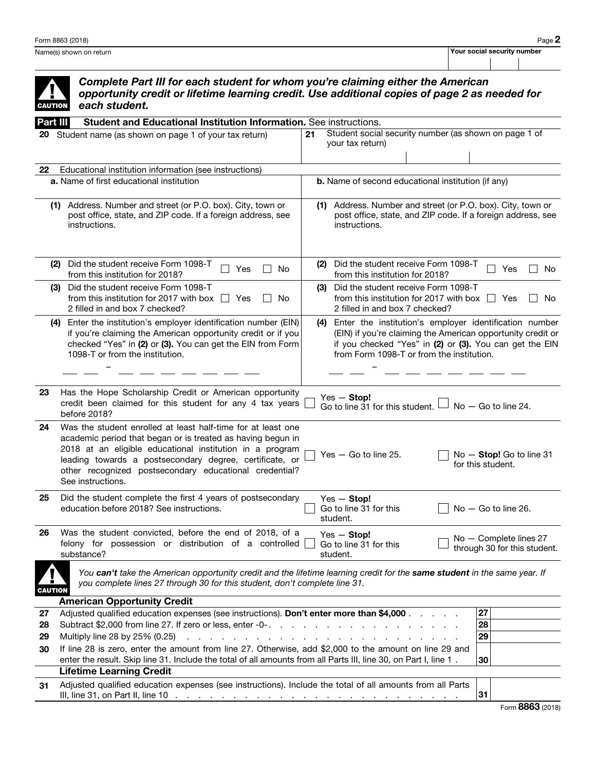Name(s) shown on return | Your social security number

**CAUTION** ***Complete Part III for each student for whom you're claiming either the American opportunity credit or lifetime learning credit. Use additional copies of page 2 as needed for each student.***

## Part III Student and Educational Institution Information. See instructions.

| | |
|---|---|
| **20** Student name (as shown on page 1 of your tax return) | **21** Student social security number (as shown on page 1 of your tax return) |

**22** Educational institution information (see instructions)

| | |
|---|---|
| **a.** Name of first educational institution | **b.** Name of second educational institution (if any) |
| **(1)** Address. Number and street (or P.O. box). City, town or post office, state, and ZIP code. If a foreign address, see instructions. | **(1)** Address. Number and street (or P.O. box). City, town or post office, state, and ZIP code. If a foreign address, see instructions. |
| **(2)** Did the student receive Form 1098-T from this institution for 2018? ☐ Yes ☐ No | **(2)** Did the student receive Form 1098-T from this institution for 2018? ☐ Yes ☐ No |
| **(3)** Did the student receive Form 1098-T from this institution for 2017 with box 2 filled in and box 7 checked? ☐ Yes ☐ No | **(3)** Did the student receive Form 1098-T from this institution for 2017 with box 2 filled in and box 7 checked? ☐ Yes ☐ No |
| **(4)** Enter the institution's employer identification number (EIN) if you're claiming the American opportunity credit or if you checked "Yes" in **(2)** or **(3).** You can get the EIN from Form 1098-T or from the institution. | **(4)** Enter the institution's employer identification number (EIN) if you're claiming the American opportunity credit or if you checked "Yes" in **(2)** or **(3).** You can get the EIN from Form 1098-T or from the institution. |
| __ __ – __ __ __ __ __ __ __ | __ __ – __ __ __ __ __ __ __ |

| | | | |
|---|---|---|---|
| **23** | Has the Hope Scholarship Credit or American opportunity credit been claimed for this student for any 4 tax years before 2018? | ☐ Yes — **Stop!** Go to line 31 for this student. | ☐ No — Go to line 24. |
| **24** | Was the student enrolled at least half-time for at least one academic period that began or is treated as having begun in 2018 at an eligible educational institution in a program leading towards a postsecondary degree, certificate, or other recognized postsecondary educational credential? See instructions. | ☐ Yes — Go to line 25. | ☐ No — **Stop!** Go to line 31 for this student. |
| **25** | Did the student complete the first 4 years of postsecondary education before 2018? See instructions. | ☐ Yes — **Stop!** Go to line 31 for this student. | ☐ No — Go to line 26. |
| **26** | Was the student convicted, before the end of 2018, of a felony for possession or distribution of a controlled substance? | ☐ Yes — **Stop!** Go to line 31 for this student. | ☐ No — Complete lines 27 through 30 for this student. |

**CAUTION** *You **can't** take the American opportunity credit and the lifetime learning credit for the **same student** in the same year. If you complete lines 27 through 30 for this student, don't complete line 31.*

### American Opportunity Credit

| | | | |
|---|---|---|---|
| **27** | Adjusted qualified education expenses (see instructions). **Don't enter more than $4,000** | **27** | |
| **28** | Subtract $2,000 from line 27. If zero or less, enter -0- | **28** | |
| **29** | Multiply line 28 by 25% (0.25) | **29** | |
| **30** | If line 28 is zero, enter the amount from line 27. Otherwise, add $2,000 to the amount on line 29 and enter the result. Skip line 31. Include the total of all amounts from all Parts III, line 30, on Part I, line 1 | **30** | |

### Lifetime Learning Credit

| | | | |
|---|---|---|---|
| **31** | Adjusted qualified education expenses (see instructions). Include the total of all amounts from all Parts III, line 31, on Part II, line 10 | **31** | |

Form **8863** (2018)